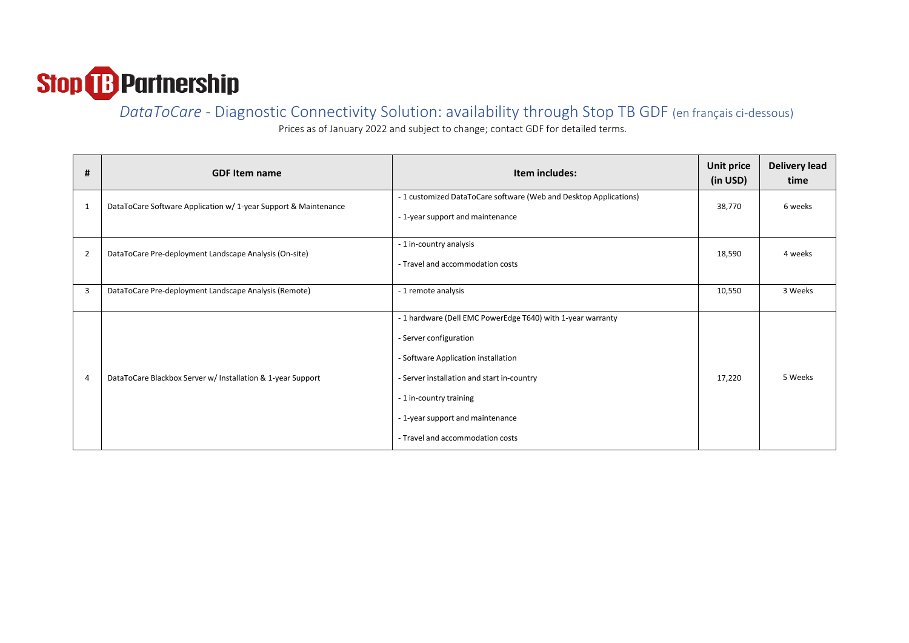# Stop TB Partnership

## *DataToCare* - Diagnostic Connectivity Solution: availability through Stop TB GDF (en français ci-dessous)

Prices as of January 2022 and subject to change; contact GDF for detailed terms.

| # | GDF Item name | Item includes: | Unit price (in USD) | Delivery lead time |
|---|---|---|---|---|
| 1 | DataToCare Software Application w/ 1-year Support & Maintenance | - 1 customized DataToCare software (Web and Desktop Applications)<br>- 1-year support and maintenance | 38,770 | 6 weeks |
| 2 | DataToCare Pre-deployment Landscape Analysis (On-site) | - 1 in-country analysis<br>- Travel and accommodation costs | 18,590 | 4 weeks |
| 3 | DataToCare Pre-deployment Landscape Analysis (Remote) | - 1 remote analysis | 10,550 | 3 Weeks |
| 4 | DataToCare Blackbox Server w/ Installation & 1-year Support | - 1 hardware (Dell EMC PowerEdge T640) with 1-year warranty<br>- Server configuration<br>- Software Application installation<br>- Server installation and start in-country<br>- 1 in-country training<br>- 1-year support and maintenance<br>- Travel and accommodation costs | 17,220 | 5 Weeks |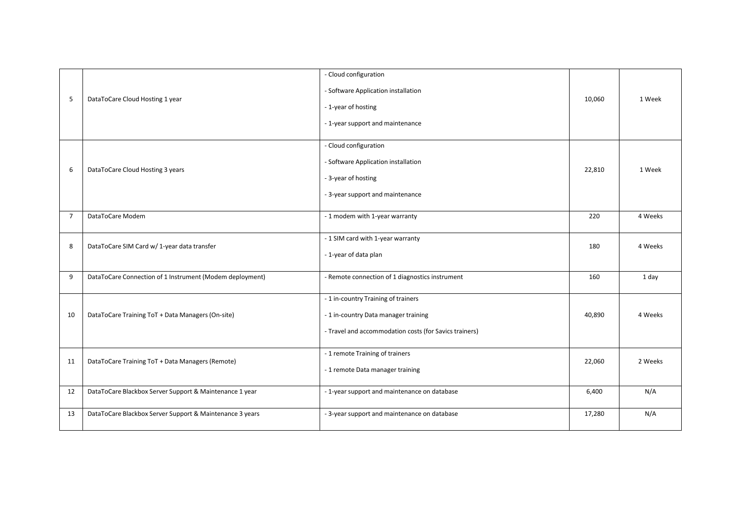| | | | | |
|---|---|---|---|---|
| 5 | DataToCare Cloud Hosting 1 year | - Cloud configuration<br>- Software Application installation<br>- 1-year of hosting<br>- 1-year support and maintenance | 10,060 | 1 Week |
| 6 | DataToCare Cloud Hosting 3 years | - Cloud configuration<br>- Software Application installation<br>- 3-year of hosting<br>- 3-year support and maintenance | 22,810 | 1 Week |
| 7 | DataToCare Modem | - 1 modem with 1-year warranty | 220 | 4 Weeks |
| 8 | DataToCare SIM Card w/ 1-year data transfer | - 1 SIM card with 1-year warranty<br>- 1-year of data plan | 180 | 4 Weeks |
| 9 | DataToCare Connection of 1 Instrument (Modem deployment) | - Remote connection of 1 diagnostics instrument | 160 | 1 day |
| 10 | DataToCare Training ToT + Data Managers (On-site) | - 1 in-country Training of trainers<br>- 1 in-country Data manager training<br>- Travel and accommodation costs (for Savics trainers) | 40,890 | 4 Weeks |
| 11 | DataToCare Training ToT + Data Managers (Remote) | - 1 remote Training of trainers<br>- 1 remote Data manager training | 22,060 | 2 Weeks |
| 12 | DataToCare Blackbox Server Support & Maintenance 1 year | - 1-year support and maintenance on database | 6,400 | N/A |
| 13 | DataToCare Blackbox Server Support & Maintenance 3 years | - 3-year support and maintenance on database | 17,280 | N/A |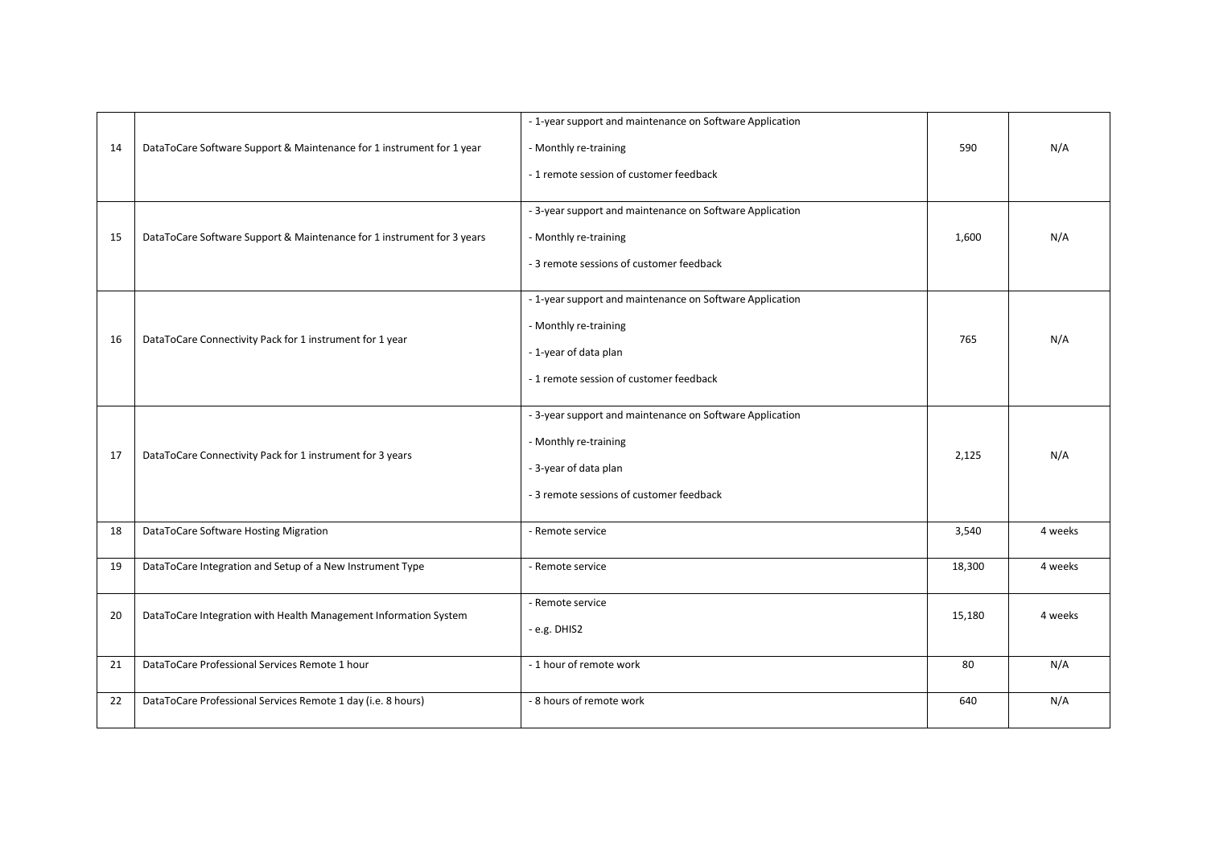| | | | | |
|---|---|---|---|---|
| 14 | DataToCare Software Support & Maintenance for 1 instrument for 1 year | - 1-year support and maintenance on Software Application<br>- Monthly re-training<br>- 1 remote session of customer feedback | 590 | N/A |
| 15 | DataToCare Software Support & Maintenance for 1 instrument for 3 years | - 3-year support and maintenance on Software Application<br>- Monthly re-training<br>- 3 remote sessions of customer feedback | 1,600 | N/A |
| 16 | DataToCare Connectivity Pack for 1 instrument for 1 year | - 1-year support and maintenance on Software Application<br>- Monthly re-training<br>- 1-year of data plan<br>- 1 remote session of customer feedback | 765 | N/A |
| 17 | DataToCare Connectivity Pack for 1 instrument for 3 years | - 3-year support and maintenance on Software Application<br>- Monthly re-training<br>- 3-year of data plan<br>- 3 remote sessions of customer feedback | 2,125 | N/A |
| 18 | DataToCare Software Hosting Migration | - Remote service | 3,540 | 4 weeks |
| 19 | DataToCare Integration and Setup of a New Instrument Type | - Remote service | 18,300 | 4 weeks |
| 20 | DataToCare Integration with Health Management Information System | - Remote service<br>- e.g. DHIS2 | 15,180 | 4 weeks |
| 21 | DataToCare Professional Services Remote 1 hour | - 1 hour of remote work | 80 | N/A |
| 22 | DataToCare Professional Services Remote 1 day (i.e. 8 hours) | - 8 hours of remote work | 640 | N/A |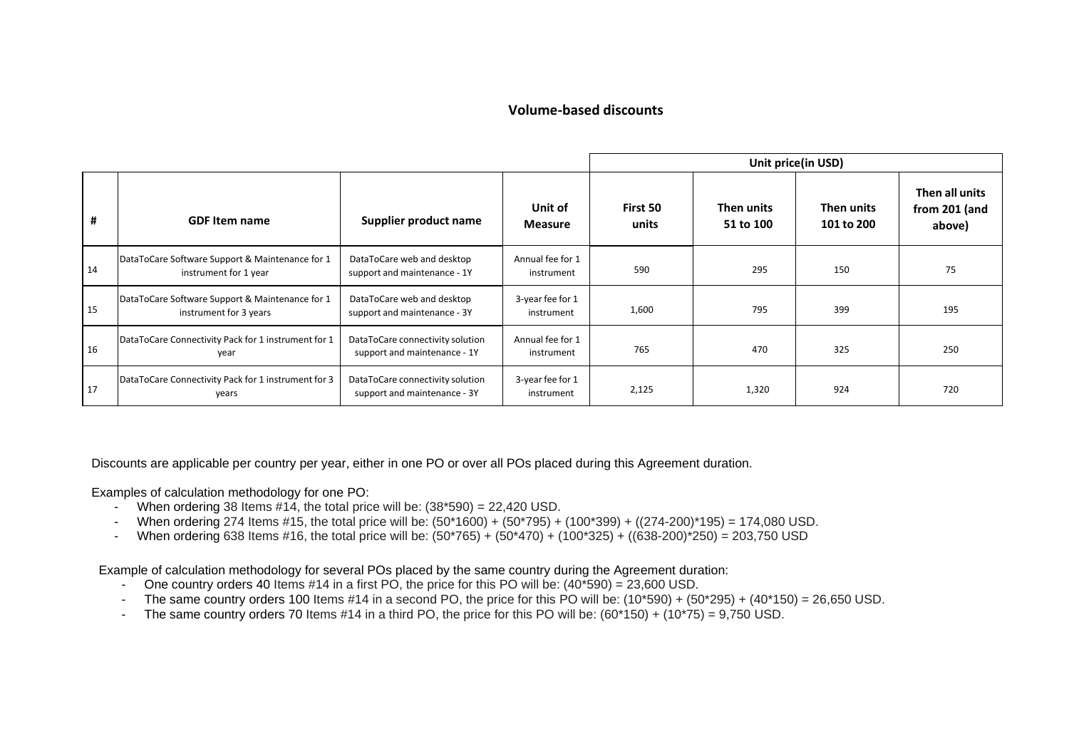## Volume-based discounts

| # | GDF Item name | Supplier product name | Unit of Measure | Unit price(in USD) | | | |
|---|---|---|---|---|---|---|---|
| | | | | First 50 units | Then units 51 to 100 | Then units 101 to 200 | Then all units from 201 (and above) |
| 14 | DataToCare Software Support & Maintenance for 1 instrument for 1 year | DataToCare web and desktop support and maintenance - 1Y | Annual fee for 1 instrument | 590 | 295 | 150 | 75 |
| 15 | DataToCare Software Support & Maintenance for 1 instrument for 3 years | DataToCare web and desktop support and maintenance - 3Y | 3-year fee for 1 instrument | 1,600 | 795 | 399 | 195 |
| 16 | DataToCare Connectivity Pack for 1 instrument for 1 year | DataToCare connectivity solution support and maintenance - 1Y | Annual fee for 1 instrument | 765 | 470 | 325 | 250 |
| 17 | DataToCare Connectivity Pack for 1 instrument for 3 years | DataToCare connectivity solution support and maintenance - 3Y | 3-year fee for 1 instrument | 2,125 | 1,320 | 924 | 720 |

Discounts are applicable per country per year, either in one PO or over all POs placed during this Agreement duration.

Examples of calculation methodology for one PO:

- When ordering 38 Items #14, the total price will be: (38*590) = 22,420 USD.
- When ordering 274 Items #15, the total price will be: (50*1600) + (50*795) + (100*399) + ((274-200)*195) = 174,080 USD.
- When ordering 638 Items #16, the total price will be: (50*765) + (50*470) + (100*325) + ((638-200)*250) = 203,750 USD

Example of calculation methodology for several POs placed by the same country during the Agreement duration:

- One country orders 40 Items #14 in a first PO, the price for this PO will be: (40*590) = 23,600 USD.
- The same country orders 100 Items #14 in a second PO, the price for this PO will be: (10*590) + (50*295) + (40*150) = 26,650 USD.
- The same country orders 70 Items #14 in a third PO, the price for this PO will be: (60*150) + (10*75) = 9,750 USD.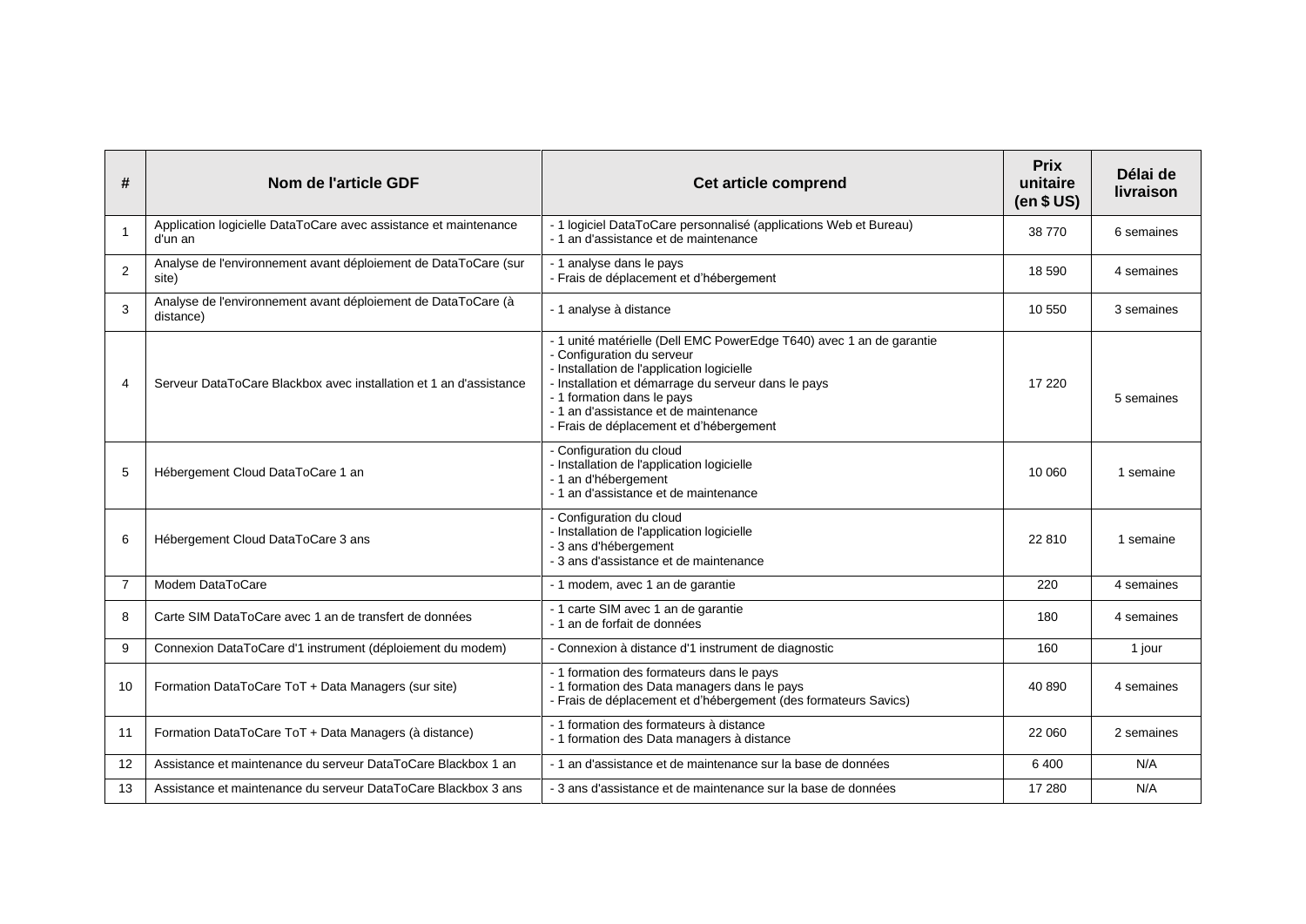| # | Nom de l'article GDF | Cet article comprend | Prix unitaire (en $ US) | Délai de livraison |
|---|---|---|---|---|
| 1 | Application logicielle DataToCare avec assistance et maintenance d'un an | - 1 logiciel DataToCare personnalisé (applications Web et Bureau)<br>- 1 an d'assistance et de maintenance | 38 770 | 6 semaines |
| 2 | Analyse de l'environnement avant déploiement de DataToCare (sur site) | - 1 analyse dans le pays<br>- Frais de déplacement et d'hébergement | 18 590 | 4 semaines |
| 3 | Analyse de l'environnement avant déploiement de DataToCare (à distance) | - 1 analyse à distance | 10 550 | 3 semaines |
| 4 | Serveur DataToCare Blackbox avec installation et 1 an d'assistance | - 1 unité matérielle (Dell EMC PowerEdge T640) avec 1 an de garantie<br>- Configuration du serveur<br>- Installation de l'application logicielle<br>- Installation et démarrage du serveur dans le pays<br>- 1 formation dans le pays<br>- 1 an d'assistance et de maintenance<br>- Frais de déplacement et d'hébergement | 17 220 | 5 semaines |
| 5 | Hébergement Cloud DataToCare 1 an | - Configuration du cloud<br>- Installation de l'application logicielle<br>- 1 an d'hébergement<br>- 1 an d'assistance et de maintenance | 10 060 | 1 semaine |
| 6 | Hébergement Cloud DataToCare 3 ans | - Configuration du cloud<br>- Installation de l'application logicielle<br>- 3 ans d'hébergement<br>- 3 ans d'assistance et de maintenance | 22 810 | 1 semaine |
| 7 | Modem DataToCare | - 1 modem, avec 1 an de garantie | 220 | 4 semaines |
| 8 | Carte SIM DataToCare avec 1 an de transfert de données | - 1 carte SIM avec 1 an de garantie<br>- 1 an de forfait de données | 180 | 4 semaines |
| 9 | Connexion DataToCare d'1 instrument (déploiement du modem) | - Connexion à distance d'1 instrument de diagnostic | 160 | 1 jour |
| 10 | Formation DataToCare ToT + Data Managers (sur site) | - 1 formation des formateurs dans le pays<br>- 1 formation des Data managers dans le pays<br>- Frais de déplacement et d'hébergement (des formateurs Savics) | 40 890 | 4 semaines |
| 11 | Formation DataToCare ToT + Data Managers (à distance) | - 1 formation des formateurs à distance<br>- 1 formation des Data managers à distance | 22 060 | 2 semaines |
| 12 | Assistance et maintenance du serveur DataToCare Blackbox 1 an | - 1 an d'assistance et de maintenance sur la base de données | 6 400 | N/A |
| 13 | Assistance et maintenance du serveur DataToCare Blackbox 3 ans | - 3 ans d'assistance et de maintenance sur la base de données | 17 280 | N/A |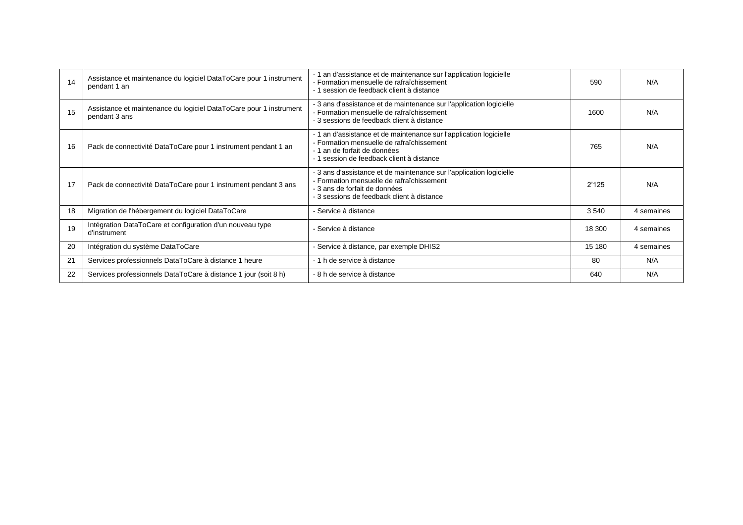| | | | | |
|---|---|---|---|---|
| 14 | Assistance et maintenance du logiciel DataToCare pour 1 instrument pendant 1 an | - 1 an d'assistance et de maintenance sur l'application logicielle<br>- Formation mensuelle de rafraîchissement<br>- 1 session de feedback client à distance | 590 | N/A |
| 15 | Assistance et maintenance du logiciel DataToCare pour 1 instrument pendant 3 ans | - 3 ans d'assistance et de maintenance sur l'application logicielle<br>- Formation mensuelle de rafraîchissement<br>- 3 sessions de feedback client à distance | 1600 | N/A |
| 16 | Pack de connectivité DataToCare pour 1 instrument pendant 1 an | - 1 an d'assistance et de maintenance sur l'application logicielle<br>- Formation mensuelle de rafraîchissement<br>- 1 an de forfait de données<br>- 1 session de feedback client à distance | 765 | N/A |
| 17 | Pack de connectivité DataToCare pour 1 instrument pendant 3 ans | - 3 ans d'assistance et de maintenance sur l'application logicielle<br>- Formation mensuelle de rafraîchissement<br>- 3 ans de forfait de données<br>- 3 sessions de feedback client à distance | 2'125 | N/A |
| 18 | Migration de l'hébergement du logiciel DataToCare | - Service à distance | 3 540 | 4 semaines |
| 19 | Intégration DataToCare et configuration d'un nouveau type d'instrument | - Service à distance | 18 300 | 4 semaines |
| 20 | Intégration du système DataToCare | - Service à distance, par exemple DHIS2 | 15 180 | 4 semaines |
| 21 | Services professionnels DataToCare à distance 1 heure | - 1 h de service à distance | 80 | N/A |
| 22 | Services professionnels DataToCare à distance 1 jour (soit 8 h) | - 8 h de service à distance | 640 | N/A |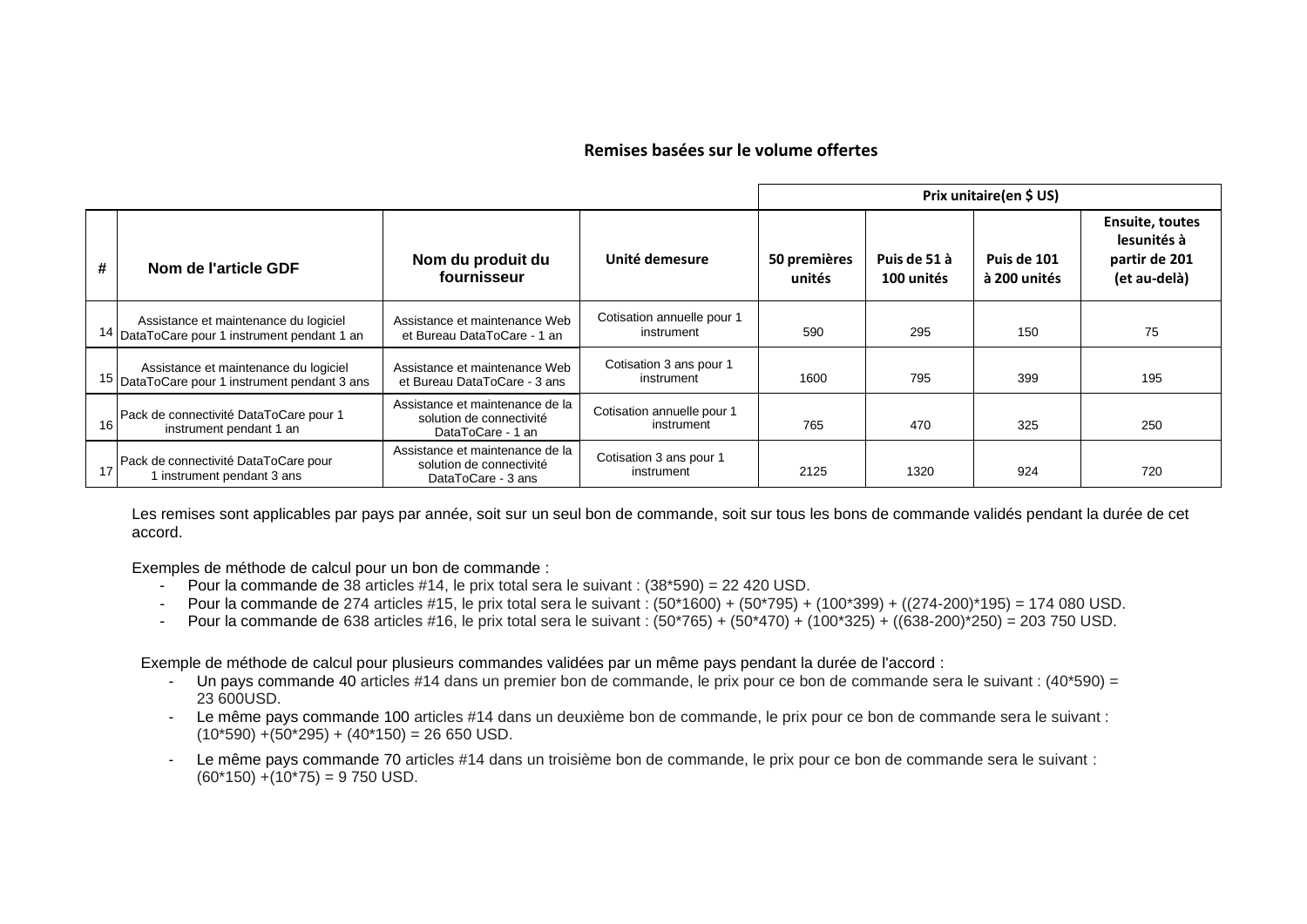### Remises basées sur le volume offertes

| # | Nom de l'article GDF | Nom du produit du fournisseur | Unité demesure | Prix unitaire(en $ US) | | | |
|---|---|---|---|---|---|---|---|
| | | | | 50 premières unités | Puis de 51 à 100 unités | Puis de 101 à 200 unités | Ensuite, toutes lesunités à partir de 201 (et au-delà) |
| 14 | Assistance et maintenance du logiciel DataToCare pour 1 instrument pendant 1 an | Assistance et maintenance Web et Bureau DataToCare - 1 an | Cotisation annuelle pour 1 instrument | 590 | 295 | 150 | 75 |
| 15 | Assistance et maintenance du logiciel DataToCare pour 1 instrument pendant 3 ans | Assistance et maintenance Web et Bureau DataToCare - 3 ans | Cotisation 3 ans pour 1 instrument | 1600 | 795 | 399 | 195 |
| 16 | Pack de connectivité DataToCare pour 1 instrument pendant 1 an | Assistance et maintenance de la solution de connectivité DataToCare - 1 an | Cotisation annuelle pour 1 instrument | 765 | 470 | 325 | 250 |
| 17 | Pack de connectivité DataToCare pour 1 instrument pendant 3 ans | Assistance et maintenance de la solution de connectivité DataToCare - 3 ans | Cotisation 3 ans pour 1 instrument | 2125 | 1320 | 924 | 720 |

Les remises sont applicables par pays par année, soit sur un seul bon de commande, soit sur tous les bons de commande validés pendant la durée de cet accord.

Exemples de méthode de calcul pour un bon de commande :

- Pour la commande de 38 articles #14, le prix total sera le suivant : (38*590) = 22 420 USD.
- Pour la commande de 274 articles #15, le prix total sera le suivant : (50*1600) + (50*795) + (100*399) + ((274-200)*195) = 174 080 USD.
- Pour la commande de 638 articles #16, le prix total sera le suivant : (50*765) + (50*470) + (100*325) + ((638-200)*250) = 203 750 USD.

Exemple de méthode de calcul pour plusieurs commandes validées par un même pays pendant la durée de l'accord :

- Un pays commande 40 articles #14 dans un premier bon de commande, le prix pour ce bon de commande sera le suivant : (40*590) = 23 600USD.
- Le même pays commande 100 articles #14 dans un deuxième bon de commande, le prix pour ce bon de commande sera le suivant : (10*590) +(50*295) + (40*150) = 26 650 USD.
- Le même pays commande 70 articles #14 dans un troisième bon de commande, le prix pour ce bon de commande sera le suivant : (60*150) +(10*75) = 9 750 USD.